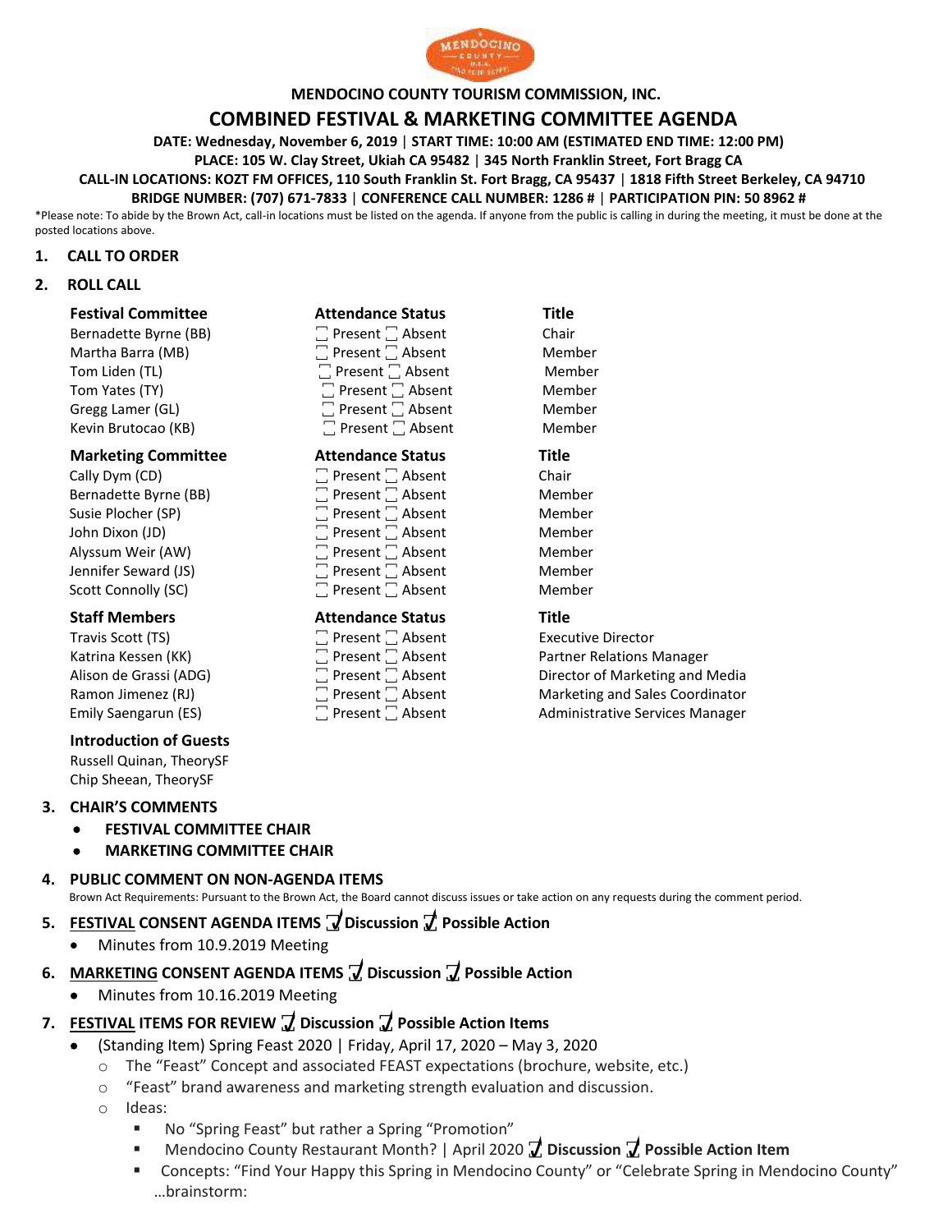# MENDOCINO COUNTY TOURISM COMMISSION, INC.

## COMBINED FESTIVAL & MARKETING COMMITTEE AGENDA

**DATE: Wednesday, November 6, 2019 | START TIME: 10:00 AM (ESTIMATED END TIME: 12:00 PM)**

**PLACE: 105 W. Clay Street, Ukiah CA 95482 | 345 North Franklin Street, Fort Bragg CA**

**CALL-IN LOCATIONS: KOZT FM OFFICES, 110 South Franklin St. Fort Bragg, CA 95437 | 1818 Fifth Street Berkeley, CA 94710**

**BRIDGE NUMBER: (707) 671-7833 | CONFERENCE CALL NUMBER: 1286 # | PARTICIPATION PIN: 50 8962 #**

*Please note: To abide by the Brown Act, call-in locations must be listed on the agenda. If anyone from the public is calling in during the meeting, it must be done at the posted locations above.

1. **CALL TO ORDER**
2. **ROLL CALL**

| Festival Committee | Attendance Status | Title |
|---|---|---|
| Bernadette Byrne (BB) | ☐ Present ☐ Absent | Chair |
| Martha Barra (MB) | ☐ Present ☐ Absent | Member |
| Tom Liden (TL) | ☐ Present ☐ Absent | Member |
| Tom Yates (TY) | ☐ Present ☐ Absent | Member |
| Gregg Lamer (GL) | ☐ Present ☐ Absent | Member |
| Kevin Brutocao (KB) | ☐ Present ☐ Absent | Member |

| Marketing Committee | Attendance Status | Title |
|---|---|---|
| Cally Dym (CD) | ☐ Present ☐ Absent | Chair |
| Bernadette Byrne (BB) | ☐ Present ☐ Absent | Member |
| Susie Plocher (SP) | ☐ Present ☐ Absent | Member |
| John Dixon (JD) | ☐ Present ☐ Absent | Member |
| Alyssum Weir (AW) | ☐ Present ☐ Absent | Member |
| Jennifer Seward (JS) | ☐ Present ☐ Absent | Member |
| Scott Connolly (SC) | ☐ Present ☐ Absent | Member |

| Staff Members | Attendance Status | Title |
|---|---|---|
| Travis Scott (TS) | ☐ Present ☐ Absent | Executive Director |
| Katrina Kessen (KK) | ☐ Present ☐ Absent | Partner Relations Manager |
| Alison de Grassi (ADG) | ☐ Present ☐ Absent | Director of Marketing and Media |
| Ramon Jimenez (RJ) | ☐ Present ☐ Absent | Marketing and Sales Coordinator |
| Emily Saengarun (ES) | ☐ Present ☐ Absent | Administrative Services Manager |

**Introduction of Guests**

Russell Quinan, TheorySF
Chip Sheean, TheorySF

3. **CHAIR'S COMMENTS**
   - **FESTIVAL COMMITTEE CHAIR**
   - **MARKETING COMMITTEE CHAIR**
4. **PUBLIC COMMENT ON NON-AGENDA ITEMS**
   Brown Act Requirements: Pursuant to the Brown Act, the Board cannot discuss issues or take action on any requests during the comment period.
5. **FESTIVAL CONSENT AGENDA ITEMS ☑ Discussion ☑ Possible Action**
   - Minutes from 10.9.2019 Meeting
6. **MARKETING CONSENT AGENDA ITEMS ☑ Discussion ☑ Possible Action**
   - Minutes from 10.16.2019 Meeting
7. **FESTIVAL ITEMS FOR REVIEW ☑ Discussion ☑ Possible Action Items**
   - (Standing Item) Spring Feast 2020 | Friday, April 17, 2020 – May 3, 2020
     - The "Feast" Concept and associated FEAST expectations (brochure, website, etc.)
     - "Feast" brand awareness and marketing strength evaluation and discussion.
     - Ideas:
       - No "Spring Feast" but rather a Spring "Promotion"
       - Mendocino County Restaurant Month? | April 2020 ☑ **Discussion** ☑ **Possible Action Item**
       - Concepts: "Find Your Happy this Spring in Mendocino County" or "Celebrate Spring in Mendocino County" …brainstorm: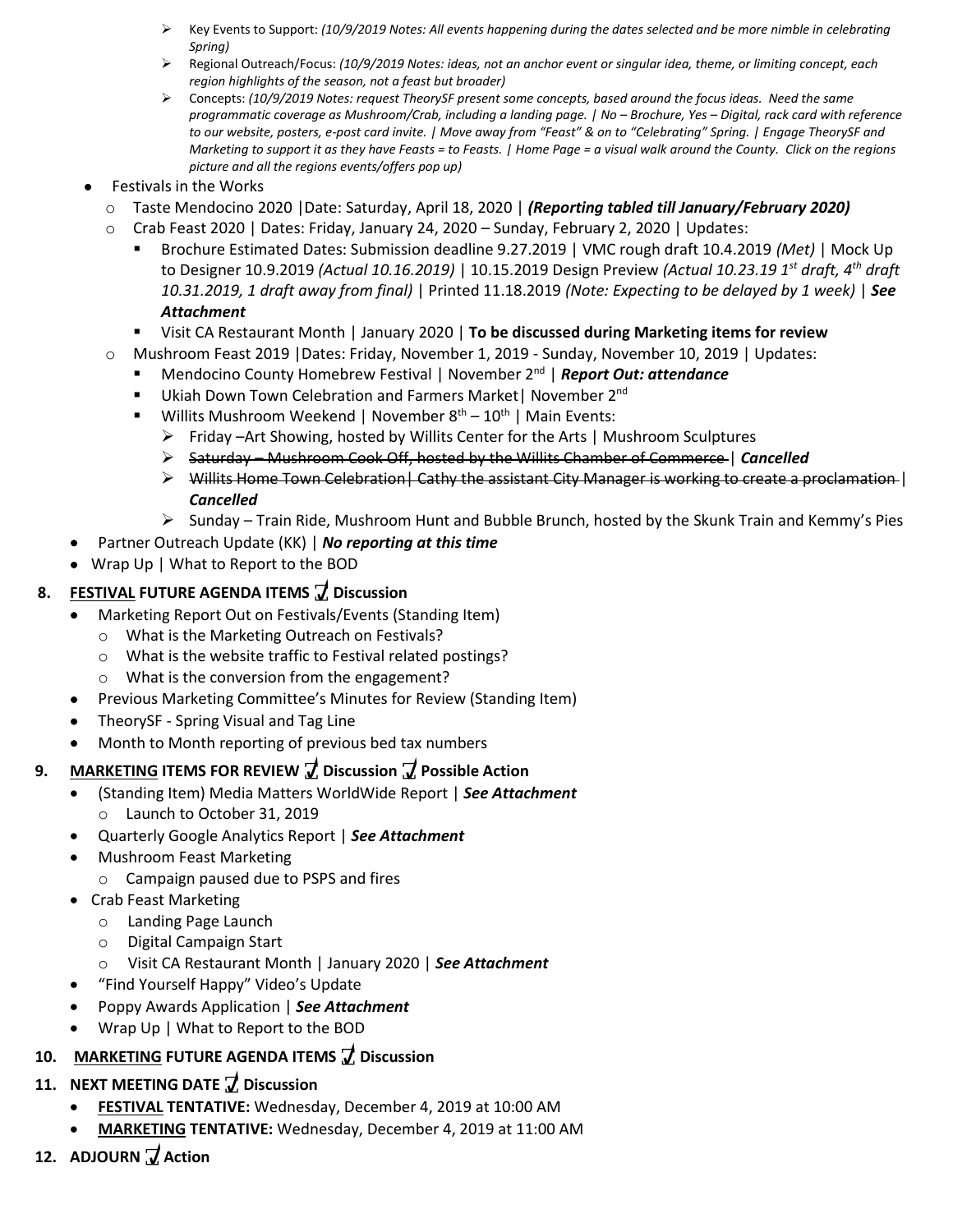- Key Events to Support: *(10/9/2019 Notes: All events happening during the dates selected and be more nimble in celebrating Spring)*
- Regional Outreach/Focus: *(10/9/2019 Notes: ideas, not an anchor event or singular idea, theme, or limiting concept, each region highlights of the season, not a feast but broader)*
- Concepts: *(10/9/2019 Notes: request TheorySF present some concepts, based around the focus ideas. Need the same programmatic coverage as Mushroom/Crab, including a landing page. | No – Brochure, Yes – Digital, rack card with reference to our website, posters, e-post card invite. | Move away from "Feast" & on to "Celebrating" Spring. | Engage TheorySF and Marketing to support it as they have Feasts = to Feasts. | Home Page = a visual walk around the County. Click on the regions picture and all the regions events/offers pop up)*

- Festivals in the Works
  - Taste Mendocino 2020 |Date: Saturday, April 18, 2020 | ***(Reporting tabled till January/February 2020)***
  - Crab Feast 2020 | Dates: Friday, January 24, 2020 – Sunday, February 2, 2020 | Updates:
    - Brochure Estimated Dates: Submission deadline 9.27.2019 | VMC rough draft 10.4.2019 *(Met)* | Mock Up to Designer 10.9.2019 *(Actual 10.16.2019)* | 10.15.2019 Design Preview *(Actual 10.23.19 1st draft, 4th draft 10.31.2019, 1 draft away from final)* | Printed 11.18.2019 *(Note: Expecting to be delayed by 1 week)* | ***See Attachment***
    - Visit CA Restaurant Month | January 2020 | **To be discussed during Marketing items for review**
  - Mushroom Feast 2019 |Dates: Friday, November 1, 2019 - Sunday, November 10, 2019 | Updates:
    - Mendocino County Homebrew Festival | November 2nd | ***Report Out: attendance***
    - Ukiah Down Town Celebration and Farmers Market| November 2nd
    - Willits Mushroom Weekend | November 8th – 10th | Main Events:
      - Friday –Art Showing, hosted by Willits Center for the Arts | Mushroom Sculptures
      - ~~Saturday – Mushroom Cook Off, hosted by the Willits Chamber of Commerce~~ | ***Cancelled***
      - ~~Willits Home Town Celebration| Cathy the assistant City Manager is working to create a proclamation~~ | ***Cancelled***
      - Sunday – Train Ride, Mushroom Hunt and Bubble Brunch, hosted by the Skunk Train and Kemmy's Pies
- Partner Outreach Update (KK) | ***No reporting at this time***
- Wrap Up | What to Report to the BOD

## 8. FESTIVAL FUTURE AGENDA ITEMS ☑ Discussion

- Marketing Report Out on Festivals/Events (Standing Item)
  - What is the Marketing Outreach on Festivals?
  - What is the website traffic to Festival related postings?
  - What is the conversion from the engagement?
- Previous Marketing Committee's Minutes for Review (Standing Item)
- TheorySF - Spring Visual and Tag Line
- Month to Month reporting of previous bed tax numbers

## 9. MARKETING ITEMS FOR REVIEW ☑ Discussion ☑ Possible Action

- (Standing Item) Media Matters WorldWide Report | ***See Attachment***
  - Launch to October 31, 2019
- Quarterly Google Analytics Report | ***See Attachment***
- Mushroom Feast Marketing
  - Campaign paused due to PSPS and fires
- Crab Feast Marketing
  - Landing Page Launch
  - Digital Campaign Start
  - Visit CA Restaurant Month | January 2020 | ***See Attachment***
- "Find Yourself Happy" Video's Update
- Poppy Awards Application | ***See Attachment***
- Wrap Up | What to Report to the BOD

## 10. MARKETING FUTURE AGENDA ITEMS ☑ Discussion

## 11. NEXT MEETING DATE ☑ Discussion

- **FESTIVAL TENTATIVE:** Wednesday, December 4, 2019 at 10:00 AM
- **MARKETING TENTATIVE:** Wednesday, December 4, 2019 at 11:00 AM

## 12. ADJOURN ☑ Action